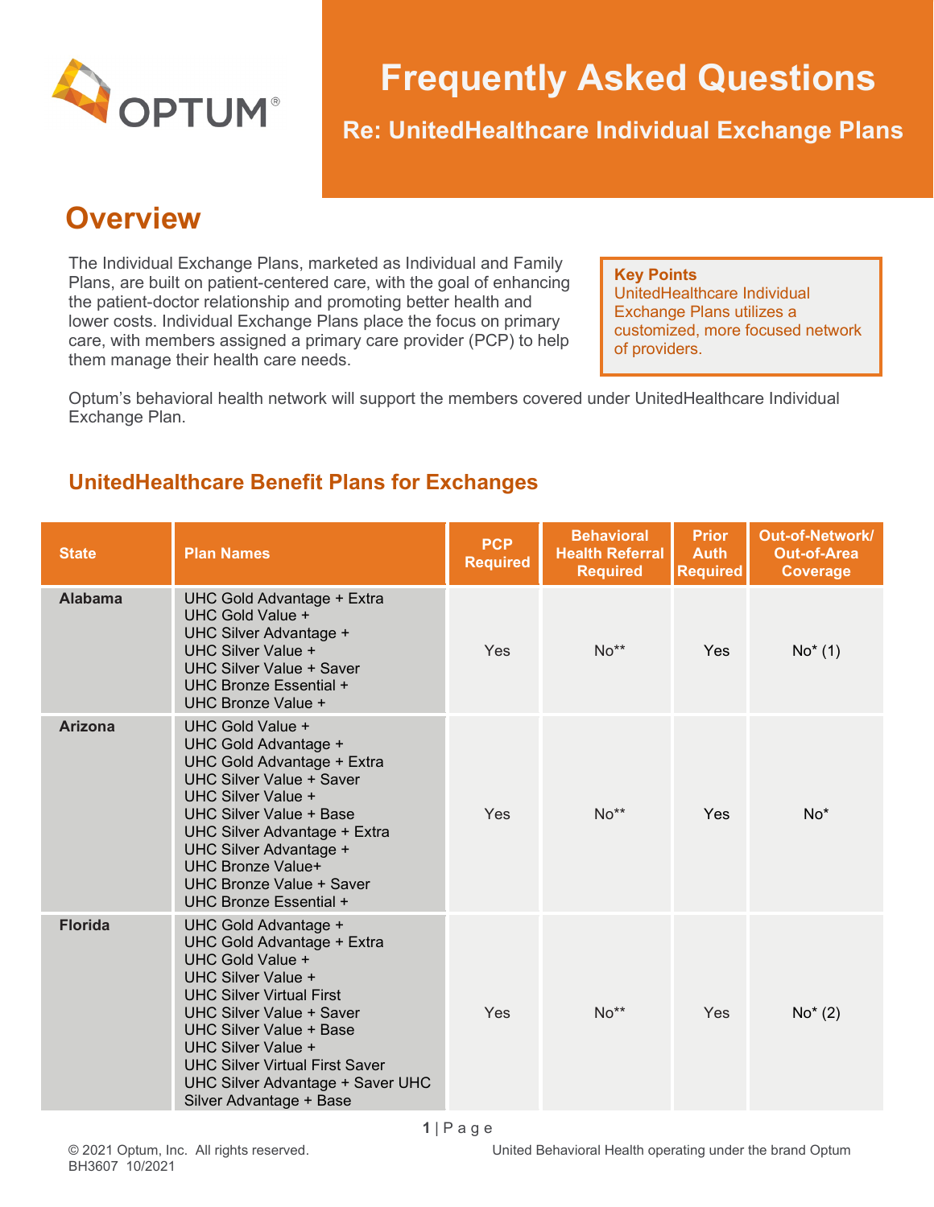# Frequently Asked Questions

## Re: UnitedHealthcare Individual Exchange Plans

## Overview

The Individual Exchange Plans, marketed as Individual and Family Plans, are built on patient-centered care, with the goal of enhancing the patient-doctor relationship and promoting better health and lower costs. Individual Exchange Plans place the focus on primary care, with members assigned a primary care provider (PCP) to help them manage their health care needs.

> **Key Points**
> UnitedHealthcare Individual Exchange Plans utilizes a customized, more focused network of providers.

Optum's behavioral health network will support the members covered under UnitedHealthcare Individual Exchange Plan.

### UnitedHealthcare Benefit Plans for Exchanges

| State | Plan Names | PCP Required | Behavioral Health Referral Required | Prior Auth Required | Out-of-Network/ Out-of-Area Coverage |
|---|---|---|---|---|---|
| **Alabama** | UHC Gold Advantage + Extra<br>UHC Gold Value +<br>UHC Silver Advantage +<br>UHC Silver Value +<br>UHC Silver Value + Saver<br>UHC Bronze Essential +<br>UHC Bronze Value + | Yes | No** | Yes | No* (1) |
| **Arizona** | UHC Gold Value +<br>UHC Gold Advantage +<br>UHC Gold Advantage + Extra<br>UHC Silver Value + Saver<br>UHC Silver Value +<br>UHC Silver Value + Base<br>UHC Silver Advantage + Extra<br>UHC Silver Advantage +<br>UHC Bronze Value+<br>UHC Bronze Value + Saver<br>UHC Bronze Essential + | Yes | No** | Yes | No* |
| **Florida** | UHC Gold Advantage +<br>UHC Gold Advantage + Extra<br>UHC Gold Value +<br>UHC Silver Value +<br>UHC Silver Virtual First<br>UHC Silver Value + Saver<br>UHC Silver Value + Base<br>UHC Silver Value +<br>UHC Silver Virtual First Saver<br>UHC Silver Advantage + Saver UHC Silver Advantage + Base | Yes | No** | Yes | No* (2) |

© 2021 Optum, Inc. All rights reserved.
BH3607 10/2021

United Behavioral Health operating under the brand Optum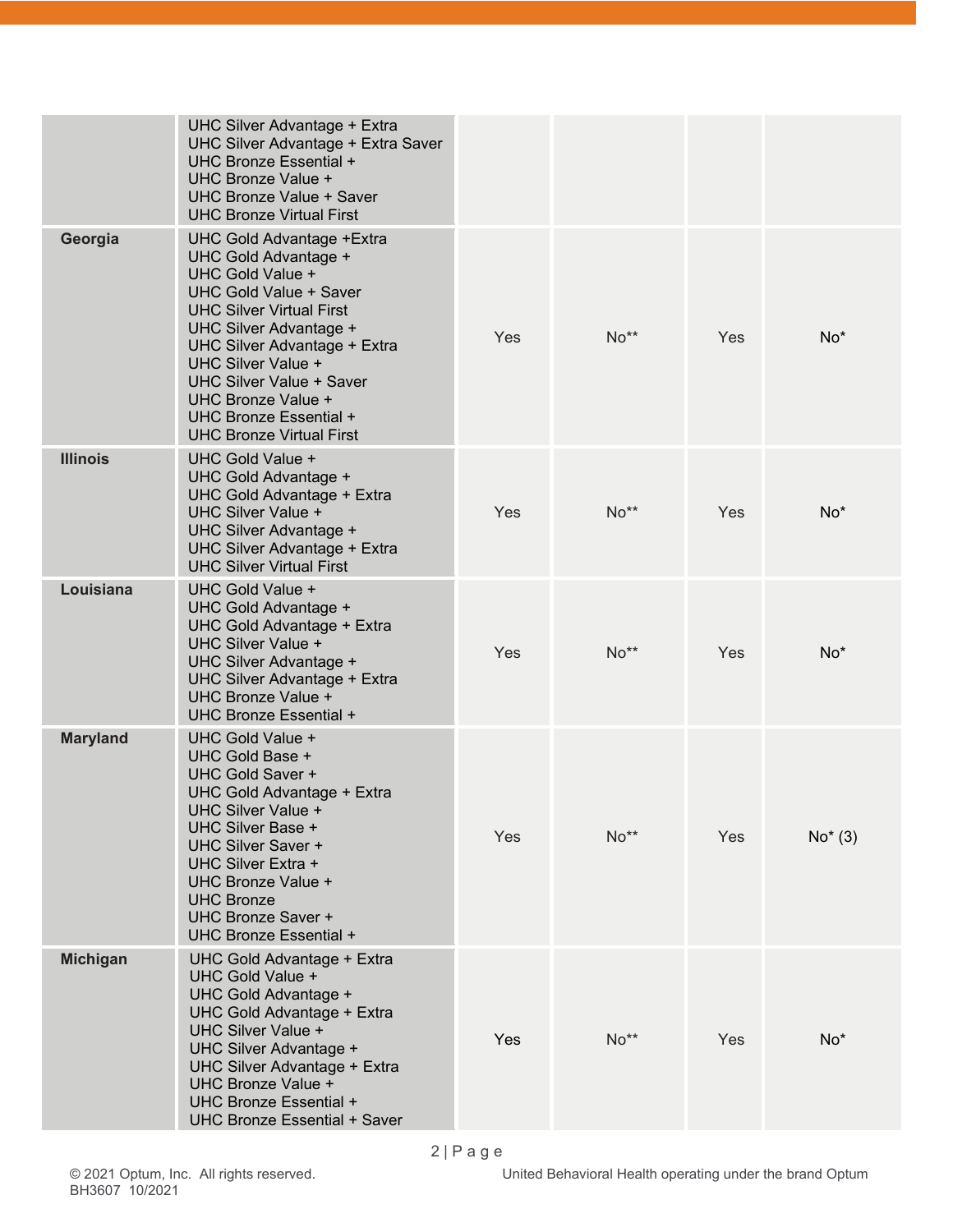| | | | | | |
|---|---|---|---|---|---|
| | UHC Silver Advantage + Extra<br>UHC Silver Advantage + Extra Saver<br>UHC Bronze Essential +<br>UHC Bronze Value +<br>UHC Bronze Value + Saver<br>UHC Bronze Virtual First | | | | |
| **Georgia** | UHC Gold Advantage +Extra<br>UHC Gold Advantage +<br>UHC Gold Value +<br>UHC Gold Value + Saver<br>UHC Silver Virtual First<br>UHC Silver Advantage +<br>UHC Silver Advantage + Extra<br>UHC Silver Value +<br>UHC Silver Value + Saver<br>UHC Bronze Value +<br>UHC Bronze Essential +<br>UHC Bronze Virtual First | Yes | No** | Yes | No* |
| **Illinois** | UHC Gold Value +<br>UHC Gold Advantage +<br>UHC Gold Advantage + Extra<br>UHC Silver Value +<br>UHC Silver Advantage +<br>UHC Silver Advantage + Extra<br>UHC Silver Virtual First | Yes | No** | Yes | No* |
| **Louisiana** | UHC Gold Value +<br>UHC Gold Advantage +<br>UHC Gold Advantage + Extra<br>UHC Silver Value +<br>UHC Silver Advantage +<br>UHC Silver Advantage + Extra<br>UHC Bronze Value +<br>UHC Bronze Essential + | Yes | No** | Yes | No* |
| **Maryland** | UHC Gold Value +<br>UHC Gold Base +<br>UHC Gold Saver +<br>UHC Gold Advantage + Extra<br>UHC Silver Value +<br>UHC Silver Base +<br>UHC Silver Saver +<br>UHC Silver Extra +<br>UHC Bronze Value +<br>UHC Bronze<br>UHC Bronze Saver +<br>UHC Bronze Essential + | Yes | No** | Yes | No* (3) |
| **Michigan** | UHC Gold Advantage + Extra<br>UHC Gold Value +<br>UHC Gold Advantage +<br>UHC Gold Advantage + Extra<br>UHC Silver Value +<br>UHC Silver Advantage +<br>UHC Silver Advantage + Extra<br>UHC Bronze Value +<br>UHC Bronze Essential +<br>UHC Bronze Essential + Saver | Yes | No** | Yes | No* |

© 2021 Optum, Inc. All rights reserved.
BH3607 10/2021

United Behavioral Health operating under the brand Optum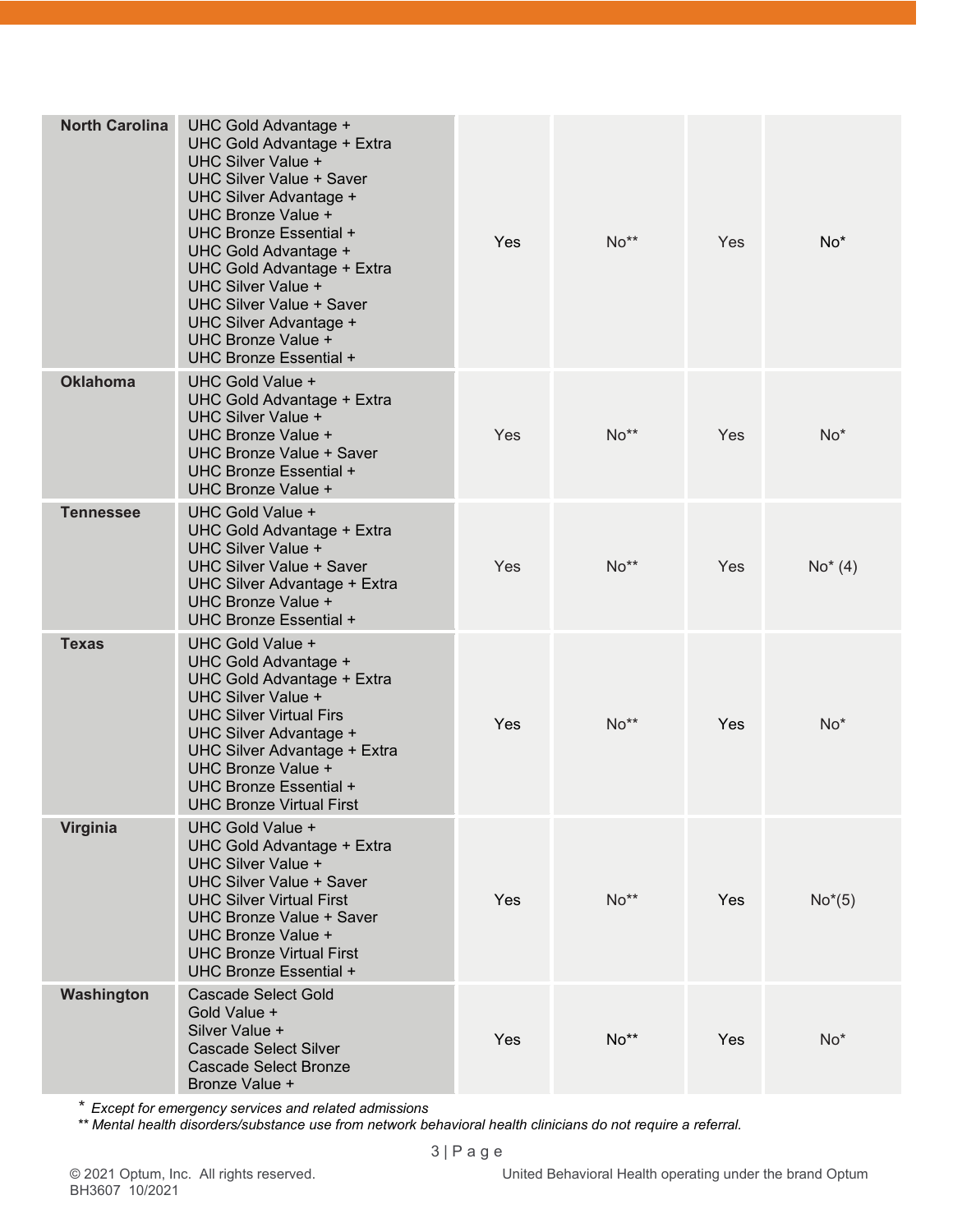| | | | | | |
|---|---|---|---|---|---|
| **North Carolina** | UHC Gold Advantage +<br>UHC Gold Advantage + Extra<br>UHC Silver Value +<br>UHC Silver Value + Saver<br>UHC Silver Advantage +<br>UHC Bronze Value +<br>UHC Bronze Essential +<br>UHC Gold Advantage +<br>UHC Gold Advantage + Extra<br>UHC Silver Value +<br>UHC Silver Value + Saver<br>UHC Silver Advantage +<br>UHC Bronze Value +<br>UHC Bronze Essential + | Yes | No** | Yes | No* |
| **Oklahoma** | UHC Gold Value +<br>UHC Gold Advantage + Extra<br>UHC Silver Value +<br>UHC Bronze Value +<br>UHC Bronze Value + Saver<br>UHC Bronze Essential +<br>UHC Bronze Value + | Yes | No** | Yes | No* |
| **Tennessee** | UHC Gold Value +<br>UHC Gold Advantage + Extra<br>UHC Silver Value +<br>UHC Silver Value + Saver<br>UHC Silver Advantage + Extra<br>UHC Bronze Value +<br>UHC Bronze Essential + | Yes | No** | Yes | No* (4) |
| **Texas** | UHC Gold Value +<br>UHC Gold Advantage +<br>UHC Gold Advantage + Extra<br>UHC Silver Value +<br>UHC Silver Virtual Firs<br>UHC Silver Advantage +<br>UHC Silver Advantage + Extra<br>UHC Bronze Value +<br>UHC Bronze Essential +<br>UHC Bronze Virtual First | Yes | No** | Yes | No* |
| **Virginia** | UHC Gold Value +<br>UHC Gold Advantage + Extra<br>UHC Silver Value +<br>UHC Silver Value + Saver<br>UHC Silver Virtual First<br>UHC Bronze Value + Saver<br>UHC Bronze Value +<br>UHC Bronze Virtual First<br>UHC Bronze Essential + | Yes | No** | Yes | No*(5) |
| **Washington** | Cascade Select Gold<br>Gold Value +<br>Silver Value +<br>Cascade Select Silver<br>Cascade Select Bronze<br>Bronze Value + | Yes | No** | Yes | No* |

\* *Except for emergency services and related admissions*

** *Mental health disorders/substance use from network behavioral health clinicians do not require a referral.*

© 2021 Optum, Inc. All rights reserved.
BH3607 10/2021

United Behavioral Health operating under the brand Optum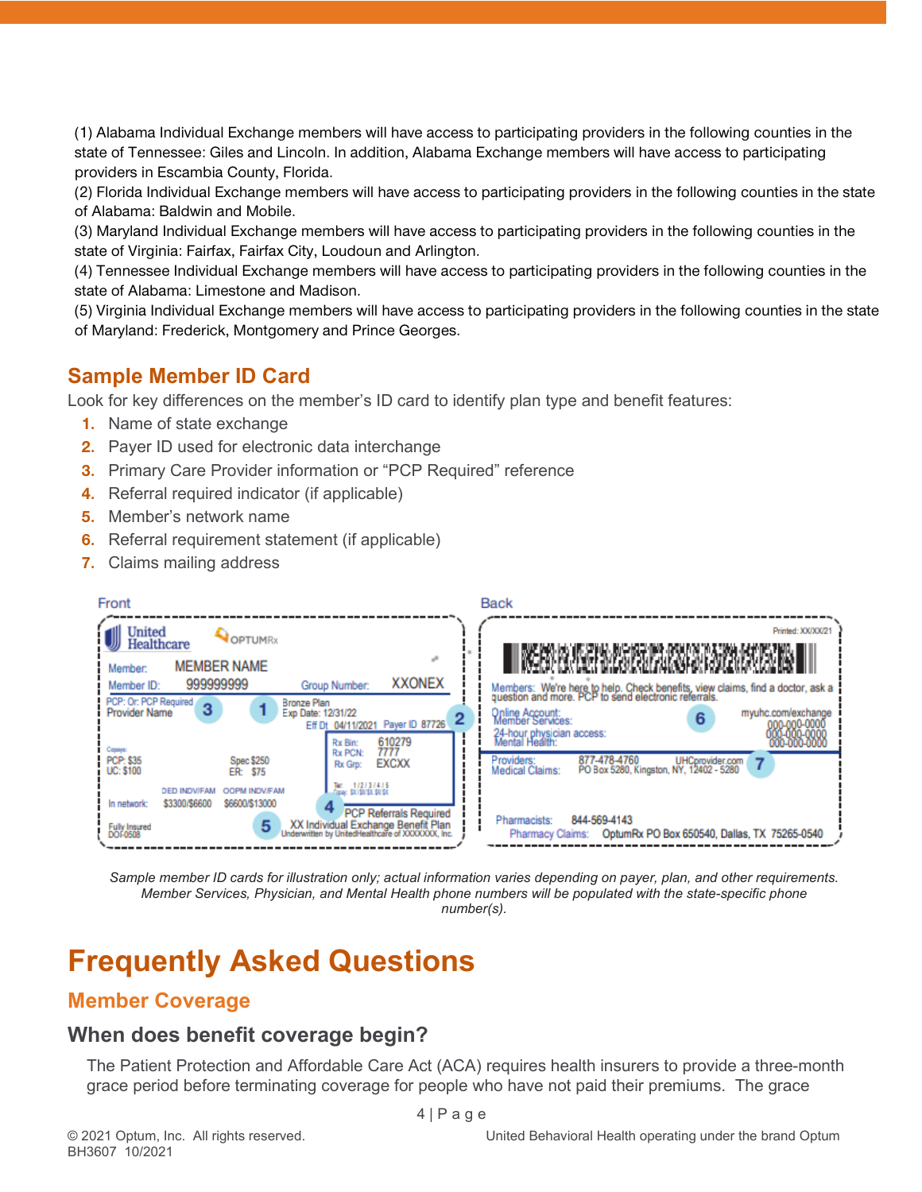(1) Alabama Individual Exchange members will have access to participating providers in the following counties in the state of Tennessee: Giles and Lincoln. In addition, Alabama Exchange members will have access to participating providers in Escambia County, Florida.
(2) Florida Individual Exchange members will have access to participating providers in the following counties in the state of Alabama: Baldwin and Mobile.
(3) Maryland Individual Exchange members will have access to participating providers in the following counties in the state of Virginia: Fairfax, Fairfax City, Loudoun and Arlington.
(4) Tennessee Individual Exchange members will have access to participating providers in the following counties in the state of Alabama: Limestone and Madison.
(5) Virginia Individual Exchange members will have access to participating providers in the following counties in the state of Maryland: Frederick, Montgomery and Prince Georges.

## Sample Member ID Card

Look for key differences on the member's ID card to identify plan type and benefit features:

1. Name of state exchange
2. Payer ID used for electronic data interchange
3. Primary Care Provider information or "PCP Required" reference
4. Referral required indicator (if applicable)
5. Member's network name
6. Referral requirement statement (if applicable)
7. Claims mailing address

Front

United Healthcare | OPTUMRx

Member: MEMBER NAME
Member ID: 999999999 | Group Number: XXONEX
PCP: Or: PCP Required | Provider Name (3)
(1) Bronze Plan | Exp Date: 12/31/22
Eff Dt 04/11/2021 | Payer ID 87726 (2)
Rx Bin: 610279 | Rx PCN: 7777 | Rx Grp: EXCXX
Copays: PCP: $35 | UC: $100 | Spec $250 | ER: $75
Tier: 1 / 2 / 3 / 4 / 5 | Copay: $X/$X/$X $X/$X
In network: DED INDV/FAM $3300/$6600 | OOPM INDV/FAM $6600/$13000
(4) PCP Referrals Required
Fully Insured DOI-0508 | (5) XX Individual Exchange Benefit Plan | Underwritten by UnitedHealthcare of XXXXXXX, Inc.

Back

Printed: XX/XX/21

Members: We're here to help. Check benefits, view claims, find a doctor, ask a question and more. PCP to send electronic referrals.
Online Account: myuhc.com/exchange (6)
Member Services: 000-000-0000
24-hour physician access: 000-000-0000
Mental Health: 000-000-0000
Providers: 877-478-4760 UHCprovider.com (7)
Medical Claims: PO Box 5280, Kingston, NY, 12402 - 5280
Pharmacists: 844-569-4143
Pharmacy Claims: OptumRx PO Box 650540, Dallas, TX 75265-0540

*Sample member ID cards for illustration only; actual information varies depending on payer, plan, and other requirements. Member Services, Physician, and Mental Health phone numbers will be populated with the state-specific phone number(s).*

# Frequently Asked Questions

## Member Coverage

### When does benefit coverage begin?

The Patient Protection and Affordable Care Act (ACA) requires health insurers to provide a three-month grace period before terminating coverage for people who have not paid their premiums. The grace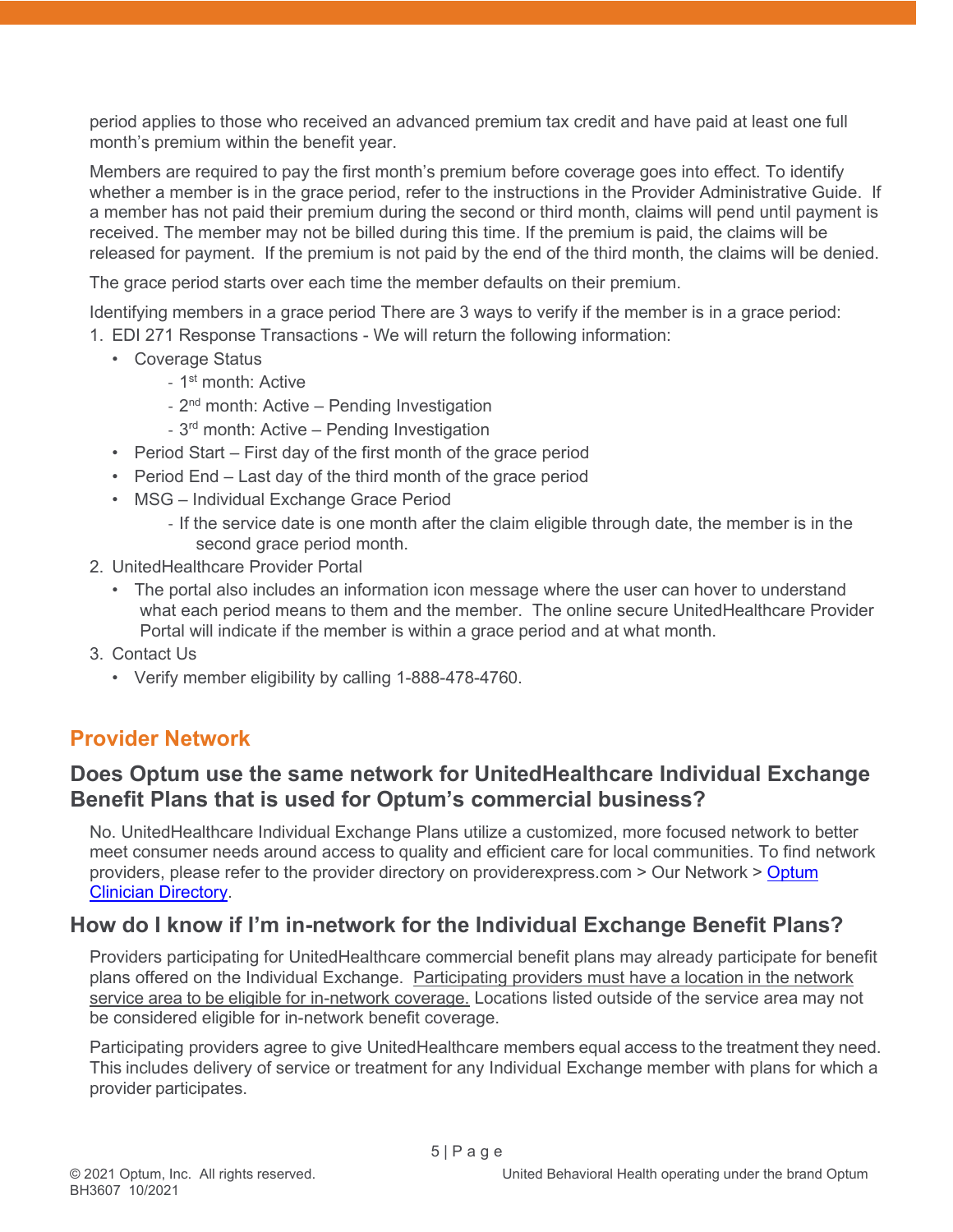period applies to those who received an advanced premium tax credit and have paid at least one full month's premium within the benefit year.

Members are required to pay the first month's premium before coverage goes into effect. To identify whether a member is in the grace period, refer to the instructions in the Provider Administrative Guide. If a member has not paid their premium during the second or third month, claims will pend until payment is received. The member may not be billed during this time. If the premium is paid, the claims will be released for payment. If the premium is not paid by the end of the third month, the claims will be denied.

The grace period starts over each time the member defaults on their premium.

Identifying members in a grace period There are 3 ways to verify if the member is in a grace period:

1. EDI 271 Response Transactions - We will return the following information:
   - Coverage Status
     - 1st month: Active
     - 2nd month: Active – Pending Investigation
     - 3rd month: Active – Pending Investigation
   - Period Start – First day of the first month of the grace period
   - Period End – Last day of the third month of the grace period
   - MSG – Individual Exchange Grace Period
     - If the service date is one month after the claim eligible through date, the member is in the second grace period month.
2. UnitedHealthcare Provider Portal
   - The portal also includes an information icon message where the user can hover to understand what each period means to them and the member. The online secure UnitedHealthcare Provider Portal will indicate if the member is within a grace period and at what month.
3. Contact Us
   - Verify member eligibility by calling 1-888-478-4760.

## Provider Network

### Does Optum use the same network for UnitedHealthcare Individual Exchange Benefit Plans that is used for Optum's commercial business?

No. UnitedHealthcare Individual Exchange Plans utilize a customized, more focused network to better meet consumer needs around access to quality and efficient care for local communities. To find network providers, please refer to the provider directory on providerexpress.com > Our Network > Optum Clinician Directory.

### How do I know if I'm in-network for the Individual Exchange Benefit Plans?

Providers participating for UnitedHealthcare commercial benefit plans may already participate for benefit plans offered on the Individual Exchange. Participating providers must have a location in the network service area to be eligible for in-network coverage. Locations listed outside of the service area may not be considered eligible for in-network benefit coverage.

Participating providers agree to give UnitedHealthcare members equal access to the treatment they need. This includes delivery of service or treatment for any Individual Exchange member with plans for which a provider participates.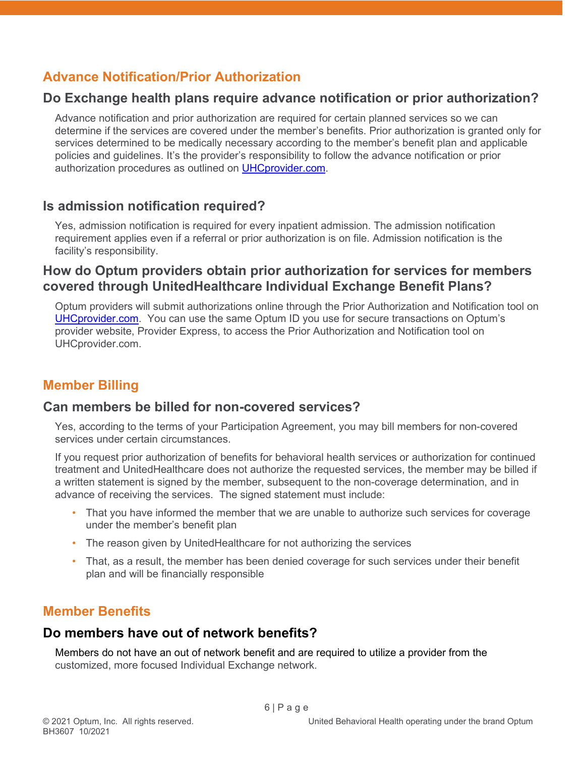## Advance Notification/Prior Authorization

### Do Exchange health plans require advance notification or prior authorization?

Advance notification and prior authorization are required for certain planned services so we can determine if the services are covered under the member's benefits. Prior authorization is granted only for services determined to be medically necessary according to the member's benefit plan and applicable policies and guidelines. It's the provider's responsibility to follow the advance notification or prior authorization procedures as outlined on [UHCprovider.com](UHCprovider.com).

### Is admission notification required?

Yes, admission notification is required for every inpatient admission. The admission notification requirement applies even if a referral or prior authorization is on file. Admission notification is the facility's responsibility.

### How do Optum providers obtain prior authorization for services for members covered through UnitedHealthcare Individual Exchange Benefit Plans?

Optum providers will submit authorizations online through the Prior Authorization and Notification tool on [UHCprovider.com](UHCprovider.com). You can use the same Optum ID you use for secure transactions on Optum's provider website, Provider Express, to access the Prior Authorization and Notification tool on UHCprovider.com.

## Member Billing

### Can members be billed for non-covered services?

Yes, according to the terms of your Participation Agreement, you may bill members for non-covered services under certain circumstances.

If you request prior authorization of benefits for behavioral health services or authorization for continued treatment and UnitedHealthcare does not authorize the requested services, the member may be billed if a written statement is signed by the member, subsequent to the non-coverage determination, and in advance of receiving the services. The signed statement must include:

- That you have informed the member that we are unable to authorize such services for coverage under the member's benefit plan
- The reason given by UnitedHealthcare for not authorizing the services
- That, as a result, the member has been denied coverage for such services under their benefit plan and will be financially responsible

## Member Benefits

### Do members have out of network benefits?

Members do not have an out of network benefit and are required to utilize a provider from the customized, more focused Individual Exchange network.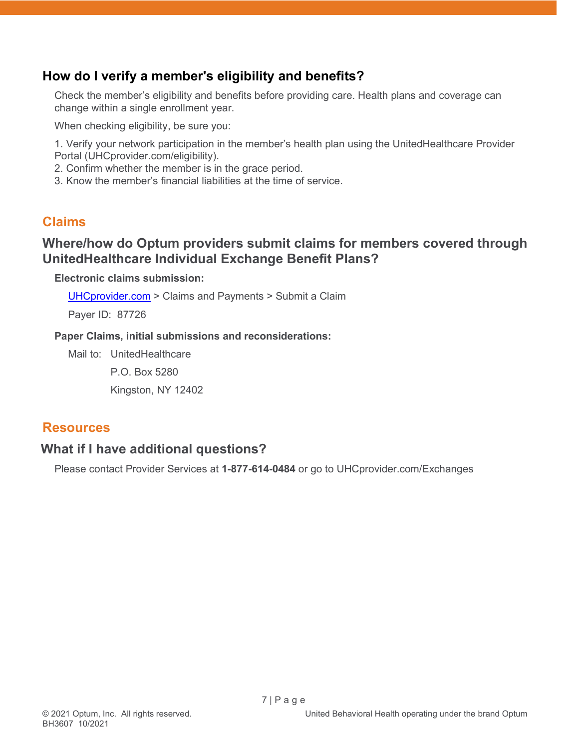## How do I verify a member's eligibility and benefits?

Check the member's eligibility and benefits before providing care. Health plans and coverage can change within a single enrollment year.

When checking eligibility, be sure you:

1. Verify your network participation in the member's health plan using the UnitedHealthcare Provider Portal (UHCprovider.com/eligibility).
2. Confirm whether the member is in the grace period.
3. Know the member's financial liabilities at the time of service.

## Claims

### Where/how do Optum providers submit claims for members covered through UnitedHealthcare Individual Exchange Benefit Plans?

**Electronic claims submission:**

[UHCprovider.com](UHCprovider.com) > Claims and Payments > Submit a Claim

Payer ID: 87726

**Paper Claims, initial submissions and reconsiderations:**

Mail to: UnitedHealthcare
P.O. Box 5280
Kingston, NY 12402

## Resources

### What if I have additional questions?

Please contact Provider Services at **1-877-614-0484** or go to UHCprovider.com/Exchanges

© 2021 Optum, Inc. All rights reserved.
BH3607 10/2021

United Behavioral Health operating under the brand Optum